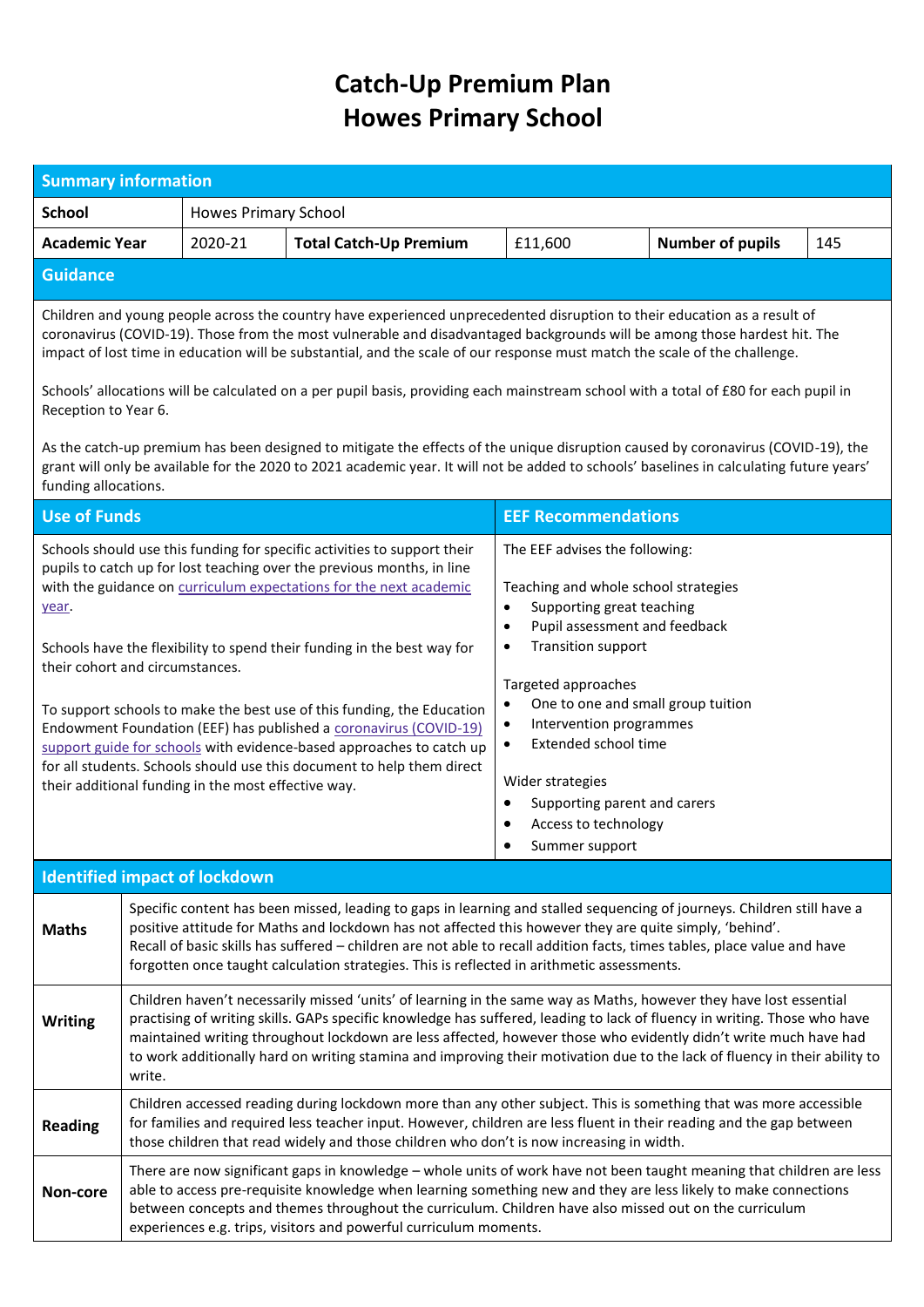# Catch-Up Premium Plan
# Howes Primary School

## Summary information

| School | Howes Primary School | | | | |
|---|---|---|---|---|---|
| **Academic Year** | 2020-21 | **Total Catch-Up Premium** | £11,600 | **Number of pupils** | 145 |

## Guidance

Children and young people across the country have experienced unprecedented disruption to their education as a result of coronavirus (COVID-19). Those from the most vulnerable and disadvantaged backgrounds will be among those hardest hit. The impact of lost time in education will be substantial, and the scale of our response must match the scale of the challenge.

Schools' allocations will be calculated on a per pupil basis, providing each mainstream school with a total of £80 for each pupil in Reception to Year 6.

As the catch-up premium has been designed to mitigate the effects of the unique disruption caused by coronavirus (COVID-19), the grant will only be available for the 2020 to 2021 academic year. It will not be added to schools' baselines in calculating future years' funding allocations.

## Use of Funds

Schools should use this funding for specific activities to support their pupils to catch up for lost teaching over the previous months, in line with the guidance on [curriculum expectations for the next academic year](#).

Schools have the flexibility to spend their funding in the best way for their cohort and circumstances.

To support schools to make the best use of this funding, the Education Endowment Foundation (EEF) has published a [coronavirus (COVID-19) support guide for schools](#) with evidence-based approaches to catch up for all students. Schools should use this document to help them direct their additional funding in the most effective way.

## EEF Recommendations

The EEF advises the following:

Teaching and whole school strategies
- Supporting great teaching
- Pupil assessment and feedback
- Transition support

Targeted approaches
- One to one and small group tuition
- Intervention programmes
- Extended school time

Wider strategies
- Supporting parent and carers
- Access to technology
- Summer support

## Identified impact of lockdown

| | |
|---|---|
| **Maths** | Specific content has been missed, leading to gaps in learning and stalled sequencing of journeys. Children still have a positive attitude for Maths and lockdown has not affected this however they are quite simply, 'behind'. Recall of basic skills has suffered – children are not able to recall addition facts, times tables, place value and have forgotten once taught calculation strategies. This is reflected in arithmetic assessments. |
| **Writing** | Children haven't necessarily missed 'units' of learning in the same way as Maths, however they have lost essential practising of writing skills. GAPs specific knowledge has suffered, leading to lack of fluency in writing. Those who have maintained writing throughout lockdown are less affected, however those who evidently didn't write much have had to work additionally hard on writing stamina and improving their motivation due to the lack of fluency in their ability to write. |
| **Reading** | Children accessed reading during lockdown more than any other subject. This is something that was more accessible for families and required less teacher input. However, children are less fluent in their reading and the gap between those children that read widely and those children who don't is now increasing in width. |
| **Non-core** | There are now significant gaps in knowledge – whole units of work have not been taught meaning that children are less able to access pre-requisite knowledge when learning something new and they are less likely to make connections between concepts and themes throughout the curriculum. Children have also missed out on the curriculum experiences e.g. trips, visitors and powerful curriculum moments. |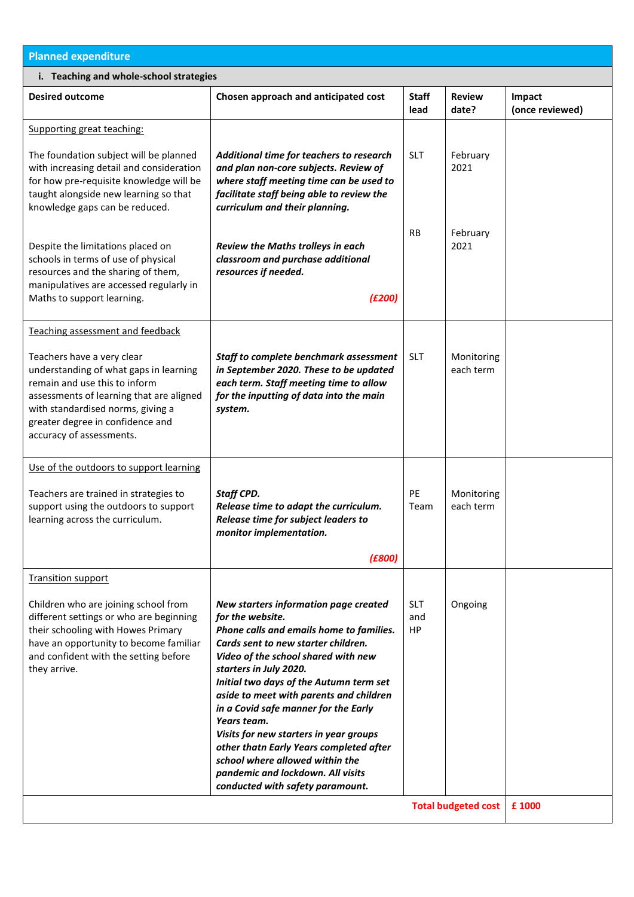## Planned expenditure

### i. Teaching and whole-school strategies

| Desired outcome | Chosen approach and anticipated cost | Staff lead | Review date? | Impact (once reviewed) |
|---|---|---|---|---|
| Supporting great teaching:<br><br>The foundation subject will be planned with increasing detail and consideration for how pre-requisite knowledge will be taught alongside new learning so that knowledge gaps can be reduced.<br><br>Despite the limitations placed on schools in terms of use of physical resources and the sharing of them, manipulatives are accessed regularly in Maths to support learning. | ***Additional time for teachers to research and plan non-core subjects. Review of where staff meeting time can be used to facilitate staff being able to review the curriculum and their planning.***<br><br>***Review the Maths trolleys in each classroom and purchase additional resources if needed.***<br><br>***(£200)*** | SLT<br><br>RB | February 2021<br><br>February 2021 | |
| Teaching assessment and feedback<br><br>Teachers have a very clear understanding of what gaps in learning remain and use this to inform assessments of learning that are aligned with standardised norms, giving a greater degree in confidence and accuracy of assessments. | ***Staff to complete benchmark assessment in September 2020. These to be updated each term. Staff meeting time to allow for the inputting of data into the main system.*** | SLT | Monitoring each term | |
| Use of the outdoors to support learning<br><br>Teachers are trained in strategies to support using the outdoors to support learning across the curriculum. | ***Staff CPD.***<br>***Release time to adapt the curriculum.***<br>***Release time for subject leaders to monitor implementation.***<br><br>***(£800)*** | PE Team | Monitoring each term | |
| Transition support<br><br>Children who are joining school from different settings or who are beginning their schooling with Howes Primary have an opportunity to become familiar and confident with the setting before they arrive. | ***New starters information page created for the website.***<br>***Phone calls and emails home to families.***<br>***Cards sent to new starter children.***<br>***Video of the school shared with new starters in July 2020.***<br>***Initial two days of the Autumn term set aside to meet with parents and children in a Covid safe manner for the Early Years team.***<br>***Visits for new starters in year groups other thatn Early Years completed after school where allowed within the pandemic and lockdown. All visits conducted with safety paramount.*** | SLT and HP | Ongoing | |
| | | | **Total budgeted cost** | **£ 1000** |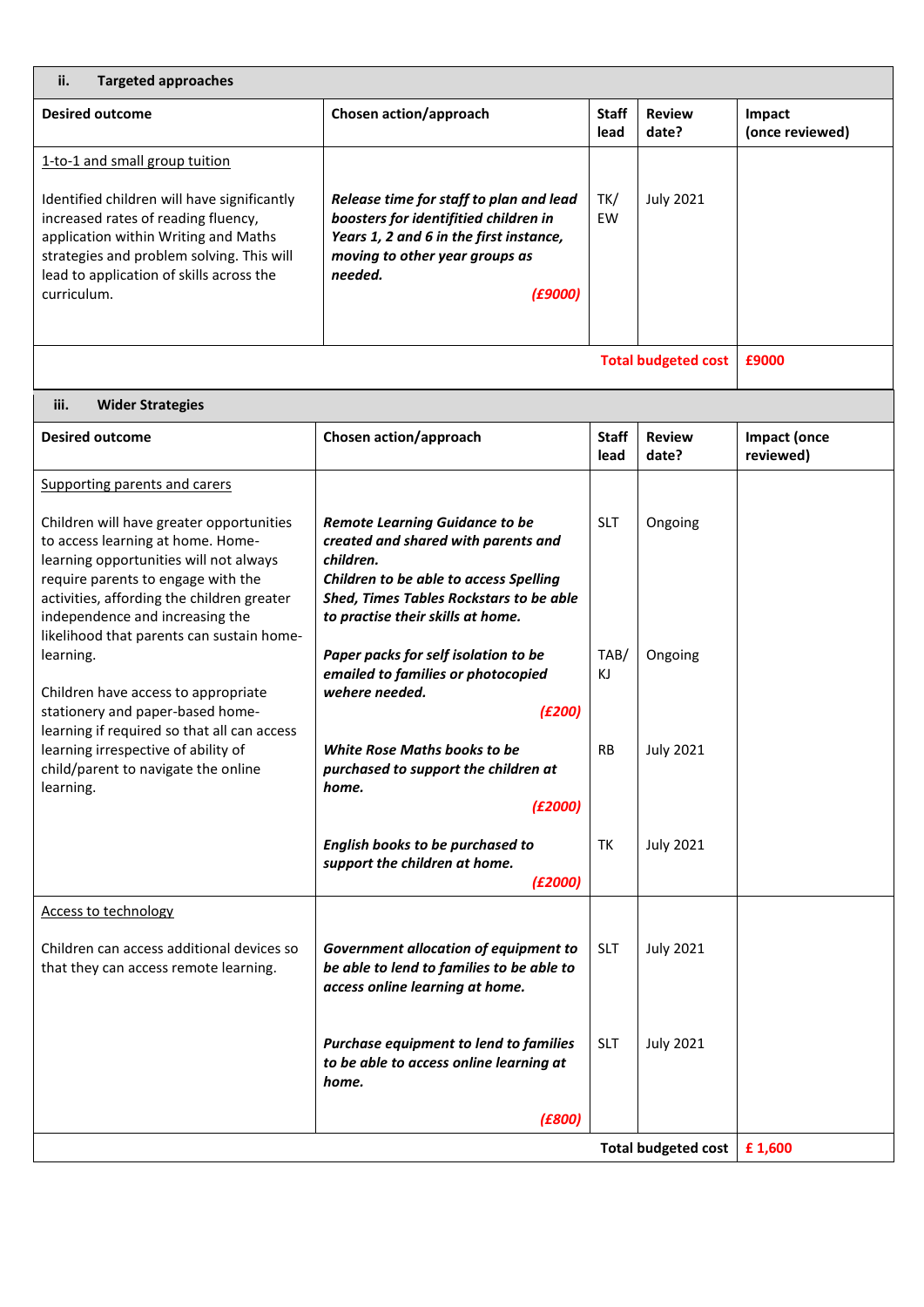| ii. Targeted approaches | | | | |
|---|---|---|---|---|
| **Desired outcome** | **Chosen action/approach** | **Staff lead** | **Review date?** | **Impact (once reviewed)** |
| 1-to-1 and small group tuition<br><br>Identified children will have significantly increased rates of reading fluency, application within Writing and Maths strategies and problem solving. This will lead to application of skills across the curriculum. | ***Release time for staff to plan and lead boosters for identifitied children in Years 1, 2 and 6 in the first instance, moving to other year groups as needed.***<br>***(£9000)*** | TK/ EW | July 2021 | |
| | | | **Total budgeted cost** | **£9000** |

| iii. Wider Strategies | | | | |
|---|---|---|---|---|
| **Desired outcome** | **Chosen action/approach** | **Staff lead** | **Review date?** | **Impact (once reviewed)** |
| Supporting parents and carers<br><br>Children will have greater opportunities to access learning at home. Home-learning opportunities will not always require parents to engage with the activities, affording the children greater independence and increasing the likelihood that parents can sustain home-learning. | ***Remote Learning Guidance to be created and shared with parents and children.***<br>***Children to be able to access Spelling Shed, Times Tables Rockstars to be able to practise their skills at home.*** | SLT | Ongoing | |
| Children have access to appropriate stationery and paper-based home-learning if required so that all can access learning irrespective of ability of child/parent to navigate the online learning. | ***Paper packs for self isolation to be emailed to families or photocopied wehere needed.***<br>***(£200)*** | TAB/ KJ | Ongoing | |
| | ***White Rose Maths books to be purchased to support the children at home.***<br>***(£2000)*** | RB | July 2021 | |
| | ***English books to be purchased to support the children at home.***<br>***(£2000)*** | TK | July 2021 | |
| Access to technology<br><br>Children can access additional devices so that they can access remote learning. | ***Government allocation of equipment to be able to lend to families to be able to access online learning at home.*** | SLT | July 2021 | |
| | ***Purchase equipment to lend to families to be able to access online learning at home.***<br>***(£800)*** | SLT | July 2021 | |
| | | | **Total budgeted cost** | **£ 1,600** |